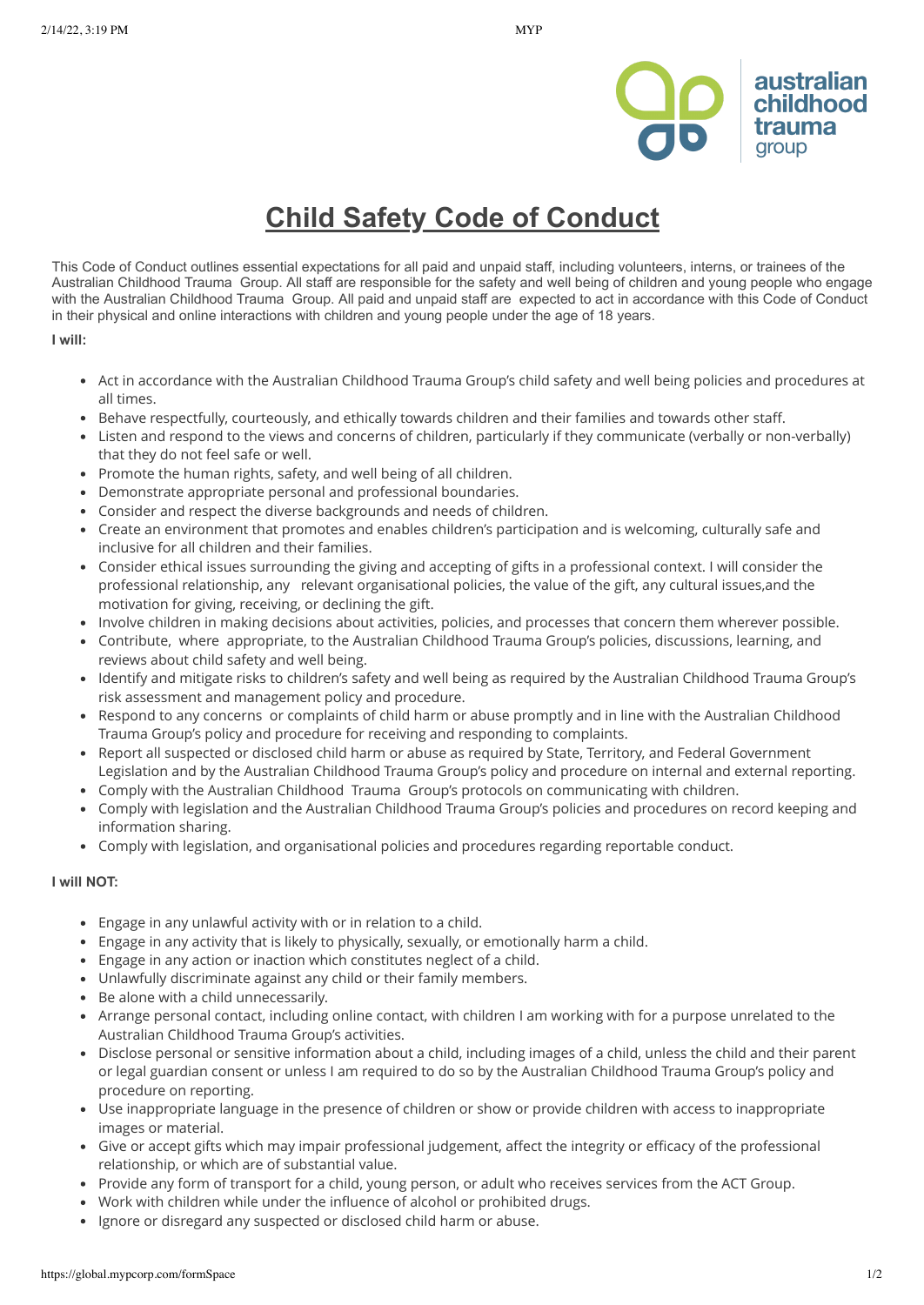australian childhood trauma group

# Child Safety Code of Conduct

This Code of Conduct outlines essential expectations for all paid and unpaid staff, including volunteers, interns, or trainees of the Australian Childhood Trauma Group. All staff are responsible for the safety and well being of children and young people who engage with the Australian Childhood Trauma Group. All paid and unpaid staff are expected to act in accordance with this Code of Conduct in their physical and online interactions with children and young people under the age of 18 years.

**I will:**

- Act in accordance with the Australian Childhood Trauma Group's child safety and well being policies and procedures at all times.
- Behave respectfully, courteously, and ethically towards children and their families and towards other staff.
- Listen and respond to the views and concerns of children, particularly if they communicate (verbally or non-verbally) that they do not feel safe or well.
- Promote the human rights, safety, and well being of all children.
- Demonstrate appropriate personal and professional boundaries.
- Consider and respect the diverse backgrounds and needs of children.
- Create an environment that promotes and enables children's participation and is welcoming, culturally safe and inclusive for all children and their families.
- Consider ethical issues surrounding the giving and accepting of gifts in a professional context. I will consider the professional relationship, any relevant organisational policies, the value of the gift, any cultural issues,and the motivation for giving, receiving, or declining the gift.
- Involve children in making decisions about activities, policies, and processes that concern them wherever possible.
- Contribute, where appropriate, to the Australian Childhood Trauma Group's policies, discussions, learning, and reviews about child safety and well being.
- Identify and mitigate risks to children's safety and well being as required by the Australian Childhood Trauma Group's risk assessment and management policy and procedure.
- Respond to any concerns or complaints of child harm or abuse promptly and in line with the Australian Childhood Trauma Group's policy and procedure for receiving and responding to complaints.
- Report all suspected or disclosed child harm or abuse as required by State, Territory, and Federal Government Legislation and by the Australian Childhood Trauma Group's policy and procedure on internal and external reporting.
- Comply with the Australian Childhood Trauma Group's protocols on communicating with children.
- Comply with legislation and the Australian Childhood Trauma Group's policies and procedures on record keeping and information sharing.
- Comply with legislation, and organisational policies and procedures regarding reportable conduct.

**I will NOT:**

- Engage in any unlawful activity with or in relation to a child.
- Engage in any activity that is likely to physically, sexually, or emotionally harm a child.
- Engage in any action or inaction which constitutes neglect of a child.
- Unlawfully discriminate against any child or their family members.
- Be alone with a child unnecessarily.
- Arrange personal contact, including online contact, with children I am working with for a purpose unrelated to the Australian Childhood Trauma Group's activities.
- Disclose personal or sensitive information about a child, including images of a child, unless the child and their parent or legal guardian consent or unless I am required to do so by the Australian Childhood Trauma Group's policy and procedure on reporting.
- Use inappropriate language in the presence of children or show or provide children with access to inappropriate images or material.
- Give or accept gifts which may impair professional judgement, affect the integrity or efficacy of the professional relationship, or which are of substantial value.
- Provide any form of transport for a child, young person, or adult who receives services from the ACT Group.
- Work with children while under the influence of alcohol or prohibited drugs.
- Ignore or disregard any suspected or disclosed child harm or abuse.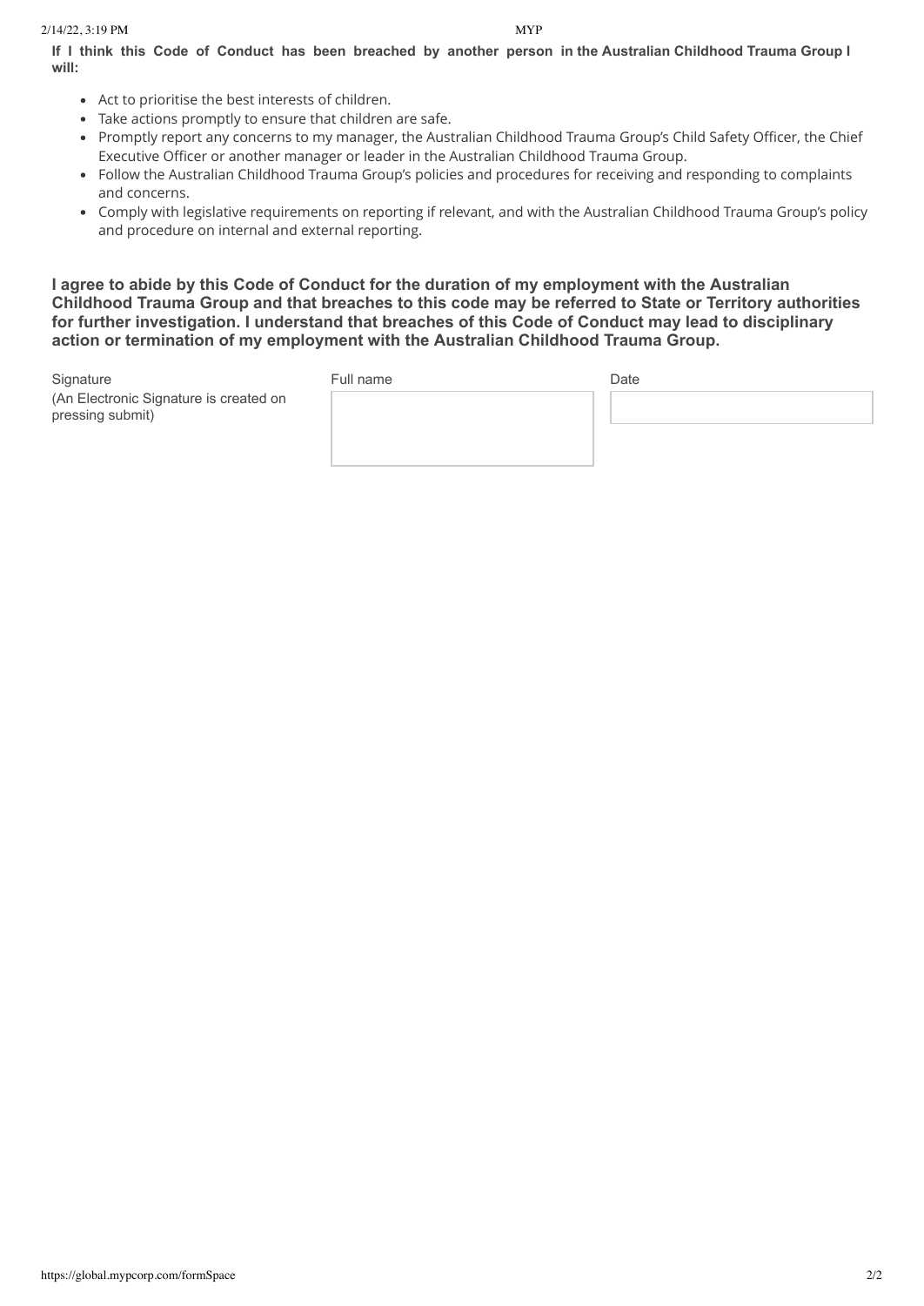**If I think this Code of Conduct has been breached by another person in the Australian Childhood Trauma Group I will:**

- Act to prioritise the best interests of children.
- Take actions promptly to ensure that children are safe.
- Promptly report any concerns to my manager, the Australian Childhood Trauma Group's Child Safety Officer, the Chief Executive Officer or another manager or leader in the Australian Childhood Trauma Group.
- Follow the Australian Childhood Trauma Group's policies and procedures for receiving and responding to complaints and concerns.
- Comply with legislative requirements on reporting if relevant, and with the Australian Childhood Trauma Group's policy and procedure on internal and external reporting.

**I agree to abide by this Code of Conduct for the duration of my employment with the Australian Childhood Trauma Group and that breaches to this code may be referred to State or Territory authorities for further investigation. I understand that breaches of this Code of Conduct may lead to disciplinary action or termination of my employment with the Australian Childhood Trauma Group.**

| Signature (An Electronic Signature is created on pressing submit) | Full name | Date |
| --- | --- | --- |
| | | |